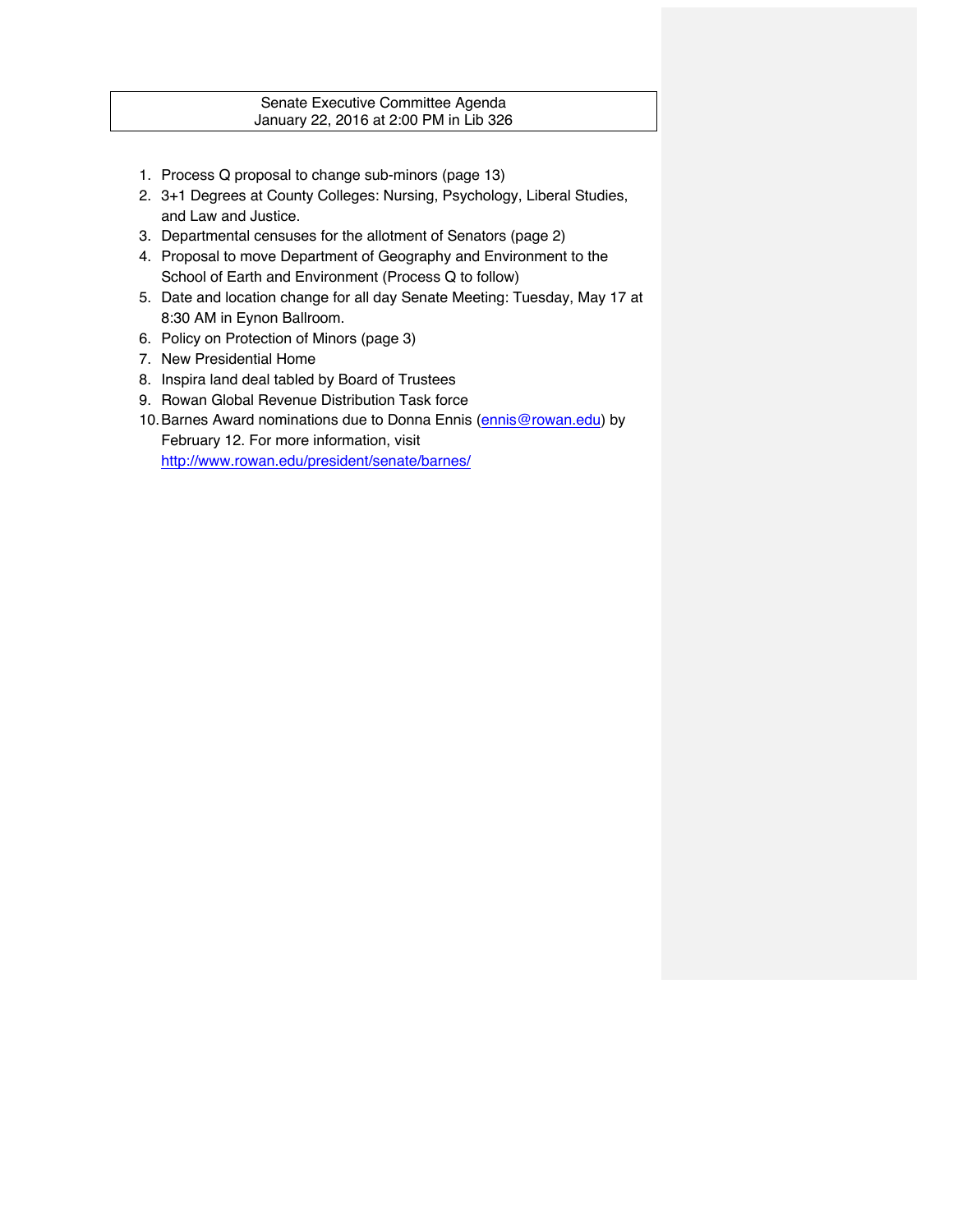**Senate Executive Committee Agenda**
**January 22, 2016 at 2:00 PM in Lib 326**

1. Process Q proposal to change sub-minors (page 13)
2. 3+1 Degrees at County Colleges: Nursing, Psychology, Liberal Studies, and Law and Justice.
3. Departmental censuses for the allotment of Senators (page 2)
4. Proposal to move Department of Geography and Environment to the School of Earth and Environment (Process Q to follow)
5. Date and location change for all day Senate Meeting: Tuesday, May 17 at 8:30 AM in Eynon Ballroom.
6. Policy on Protection of Minors (page 3)
7. New Presidential Home
8. Inspira land deal tabled by Board of Trustees
9. Rowan Global Revenue Distribution Task force
10. Barnes Award nominations due to Donna Ennis (ennis@rowan.edu) by February 12. For more information, visit http://www.rowan.edu/president/senate/barnes/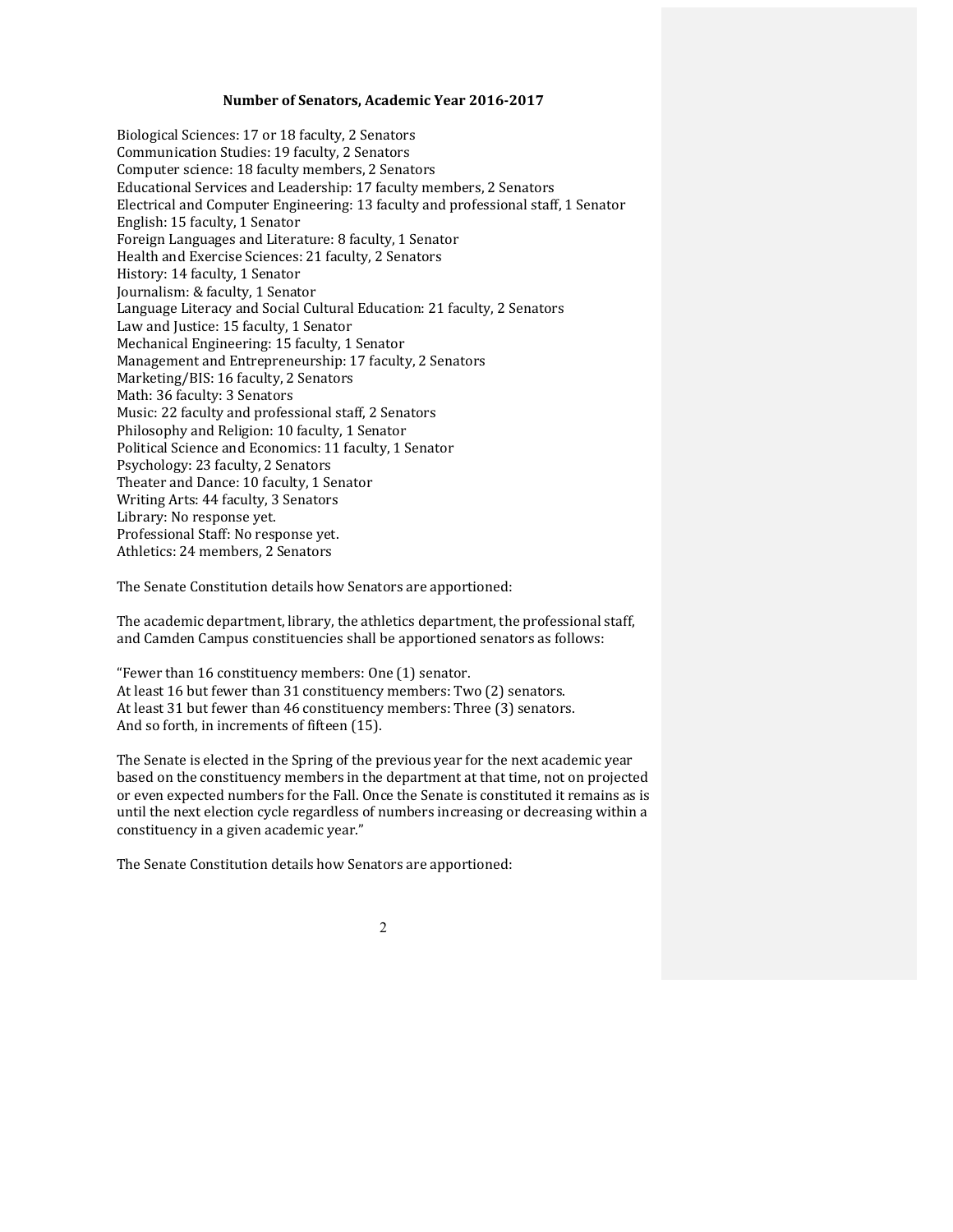**Number of Senators, Academic Year 2016-2017**

Biological Sciences: 17 or 18 faculty, 2 Senators
Communication Studies: 19 faculty, 2 Senators
Computer science: 18 faculty members, 2 Senators
Educational Services and Leadership: 17 faculty members, 2 Senators
Electrical and Computer Engineering: 13 faculty and professional staff, 1 Senator
English: 15 faculty, 1 Senator
Foreign Languages and Literature: 8 faculty, 1 Senator
Health and Exercise Sciences: 21 faculty, 2 Senators
History: 14 faculty, 1 Senator
Journalism: & faculty, 1 Senator
Language Literacy and Social Cultural Education: 21 faculty, 2 Senators
Law and Justice: 15 faculty, 1 Senator
Mechanical Engineering: 15 faculty, 1 Senator
Management and Entrepreneurship: 17 faculty, 2 Senators
Marketing/BIS: 16 faculty, 2 Senators
Math: 36 faculty: 3 Senators
Music: 22 faculty and professional staff, 2 Senators
Philosophy and Religion: 10 faculty, 1 Senator
Political Science and Economics: 11 faculty, 1 Senator
Psychology: 23 faculty, 2 Senators
Theater and Dance: 10 faculty, 1 Senator
Writing Arts: 44 faculty, 3 Senators
Library: No response yet.
Professional Staff: No response yet.
Athletics: 24 members, 2 Senators

The Senate Constitution details how Senators are apportioned:

The academic department, library, the athletics department, the professional staff, and Camden Campus constituencies shall be apportioned senators as follows:

"Fewer than 16 constituency members: One (1) senator.
At least 16 but fewer than 31 constituency members: Two (2) senators.
At least 31 but fewer than 46 constituency members: Three (3) senators.
And so forth, in increments of fifteen (15).

The Senate is elected in the Spring of the previous year for the next academic year based on the constituency members in the department at that time, not on projected or even expected numbers for the Fall. Once the Senate is constituted it remains as is until the next election cycle regardless of numbers increasing or decreasing within a constituency in a given academic year."

The Senate Constitution details how Senators are apportioned: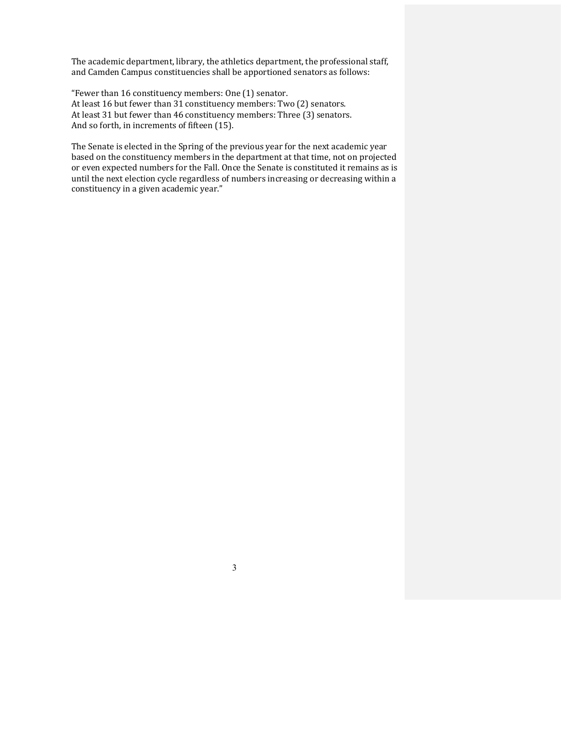The academic department, library, the athletics department, the professional staff, and Camden Campus constituencies shall be apportioned senators as follows:

"Fewer than 16 constituency members: One (1) senator.
At least 16 but fewer than 31 constituency members: Two (2) senators.
At least 31 but fewer than 46 constituency members: Three (3) senators.
And so forth, in increments of fifteen (15).

The Senate is elected in the Spring of the previous year for the next academic year based on the constituency members in the department at that time, not on projected or even expected numbers for the Fall. Once the Senate is constituted it remains as is until the next election cycle regardless of numbers increasing or decreasing within a constituency in a given academic year."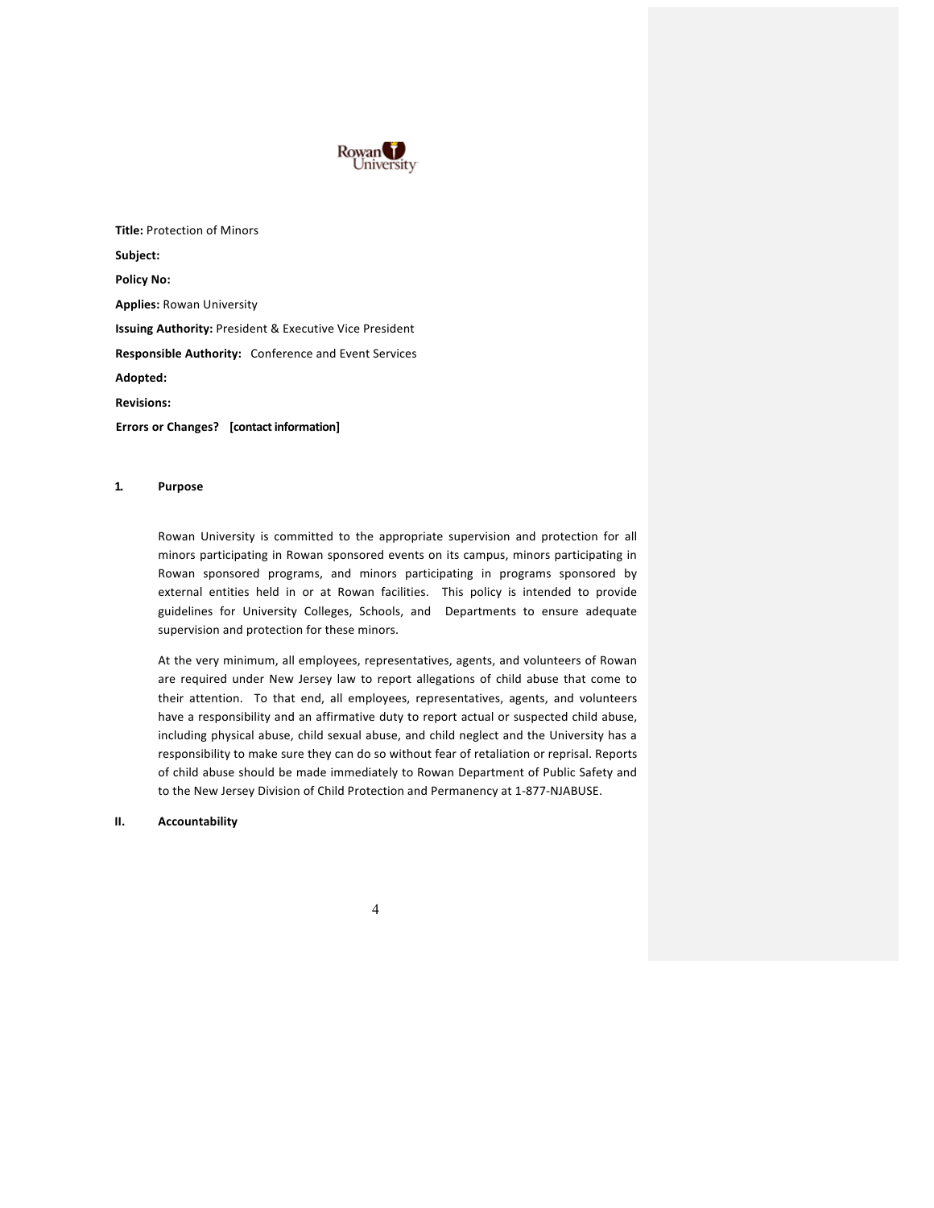Rowan University

**Title:** Protection of Minors

**Subject:**

**Policy No:**

**Applies:** Rowan University

**Issuing Authority:** President & Executive Vice President

**Responsible Authority:** Conference and Event Services

**Adopted:**

**Revisions:**

**Errors or Changes? [contact information]**

## 1. Purpose

Rowan University is committed to the appropriate supervision and protection for all minors participating in Rowan sponsored events on its campus, minors participating in Rowan sponsored programs, and minors participating in programs sponsored by external entities held in or at Rowan facilities. This policy is intended to provide guidelines for University Colleges, Schools, and Departments to ensure adequate supervision and protection for these minors.

At the very minimum, all employees, representatives, agents, and volunteers of Rowan are required under New Jersey law to report allegations of child abuse that come to their attention. To that end, all employees, representatives, agents, and volunteers have a responsibility and an affirmative duty to report actual or suspected child abuse, including physical abuse, child sexual abuse, and child neglect and the University has a responsibility to make sure they can do so without fear of retaliation or reprisal. Reports of child abuse should be made immediately to Rowan Department of Public Safety and to the New Jersey Division of Child Protection and Permanency at 1-877-NJABUSE.

## II. Accountability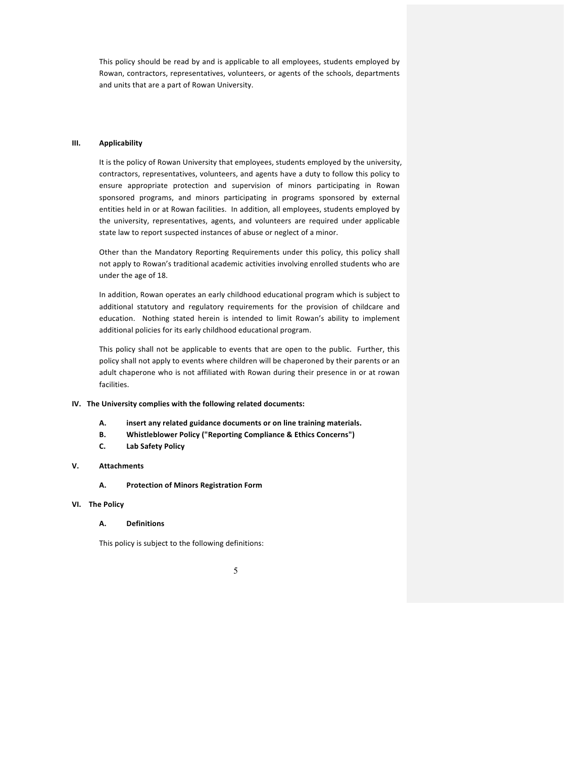This policy should be read by and is applicable to all employees, students employed by Rowan, contractors, representatives, volunteers, or agents of the schools, departments and units that are a part of Rowan University.

## III. Applicability

It is the policy of Rowan University that employees, students employed by the university, contractors, representatives, volunteers, and agents have a duty to follow this policy to ensure appropriate protection and supervision of minors participating in Rowan sponsored programs, and minors participating in programs sponsored by external entities held in or at Rowan facilities. In addition, all employees, students employed by the university, representatives, agents, and volunteers are required under applicable state law to report suspected instances of abuse or neglect of a minor.

Other than the Mandatory Reporting Requirements under this policy, this policy shall not apply to Rowan's traditional academic activities involving enrolled students who are under the age of 18.

In addition, Rowan operates an early childhood educational program which is subject to additional statutory and regulatory requirements for the provision of childcare and education. Nothing stated herein is intended to limit Rowan's ability to implement additional policies for its early childhood educational program.

This policy shall not be applicable to events that are open to the public. Further, this policy shall not apply to events where children will be chaperoned by their parents or an adult chaperone who is not affiliated with Rowan during their presence in or at rowan facilities.

## IV. The University complies with the following related documents:

- **A. insert any related guidance documents or on line training materials.**
- **B. Whistleblower Policy ("Reporting Compliance & Ethics Concerns")**
- **C. Lab Safety Policy**

## V. Attachments

- **A. Protection of Minors Registration Form**

## VI. The Policy

### A. Definitions

This policy is subject to the following definitions: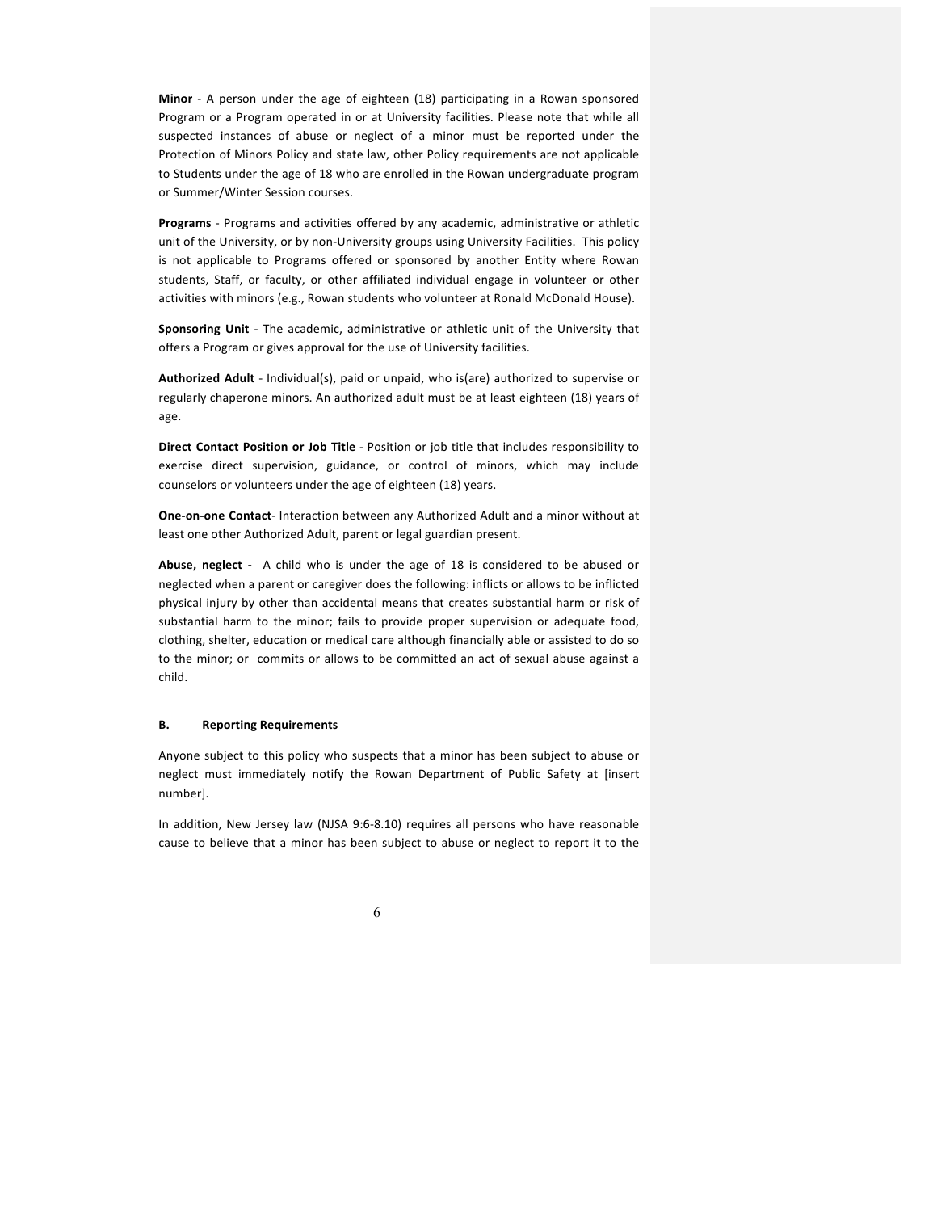**Minor** - A person under the age of eighteen (18) participating in a Rowan sponsored Program or a Program operated in or at University facilities. Please note that while all suspected instances of abuse or neglect of a minor must be reported under the Protection of Minors Policy and state law, other Policy requirements are not applicable to Students under the age of 18 who are enrolled in the Rowan undergraduate program or Summer/Winter Session courses.

**Programs** - Programs and activities offered by any academic, administrative or athletic unit of the University, or by non-University groups using University Facilities. This policy is not applicable to Programs offered or sponsored by another Entity where Rowan students, Staff, or faculty, or other affiliated individual engage in volunteer or other activities with minors (e.g., Rowan students who volunteer at Ronald McDonald House).

**Sponsoring Unit** - The academic, administrative or athletic unit of the University that offers a Program or gives approval for the use of University facilities.

**Authorized Adult** - Individual(s), paid or unpaid, who is(are) authorized to supervise or regularly chaperone minors. An authorized adult must be at least eighteen (18) years of age.

**Direct Contact Position or Job Title** - Position or job title that includes responsibility to exercise direct supervision, guidance, or control of minors, which may include counselors or volunteers under the age of eighteen (18) years.

**One-on-one Contact**- Interaction between any Authorized Adult and a minor without at least one other Authorized Adult, parent or legal guardian present.

**Abuse, neglect -** A child who is under the age of 18 is considered to be abused or neglected when a parent or caregiver does the following: inflicts or allows to be inflicted physical injury by other than accidental means that creates substantial harm or risk of substantial harm to the minor; fails to provide proper supervision or adequate food, clothing, shelter, education or medical care although financially able or assisted to do so to the minor; or commits or allows to be committed an act of sexual abuse against a child.

### B. Reporting Requirements

Anyone subject to this policy who suspects that a minor has been subject to abuse or neglect must immediately notify the Rowan Department of Public Safety at [insert number].

In addition, New Jersey law (NJSA 9:6-8.10) requires all persons who have reasonable cause to believe that a minor has been subject to abuse or neglect to report it to the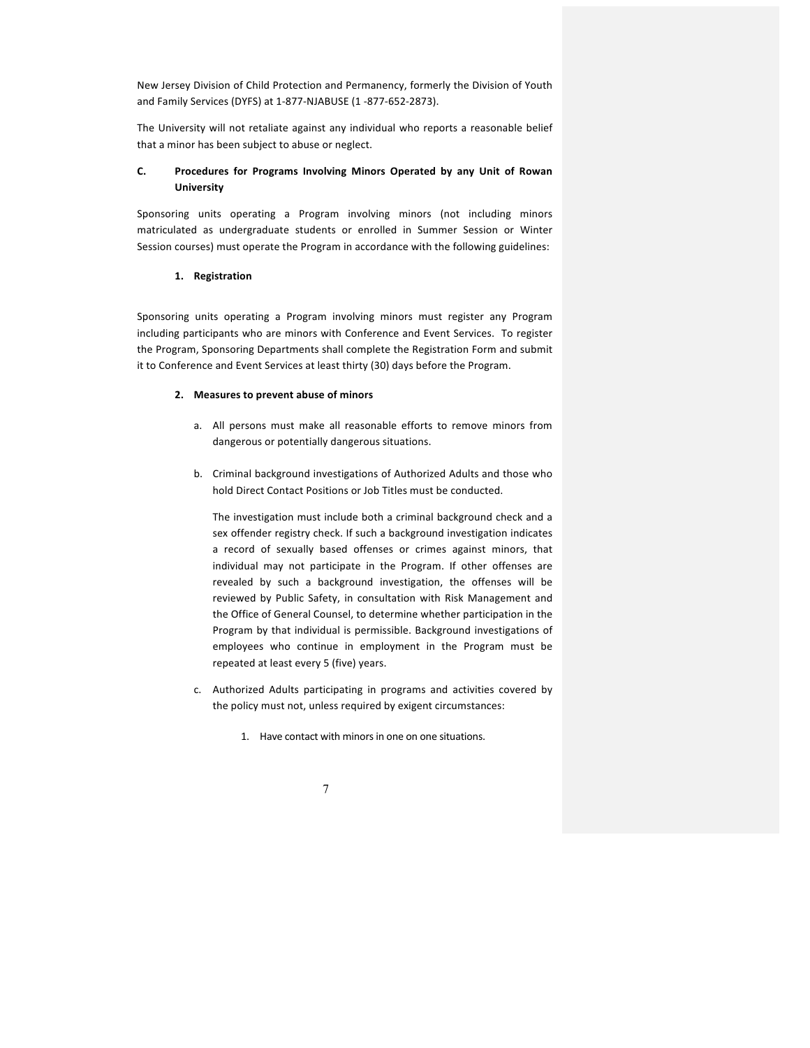New Jersey Division of Child Protection and Permanency, formerly the Division of Youth and Family Services (DYFS) at 1-877-NJABUSE (1 -877-652-2873).

The University will not retaliate against any individual who reports a reasonable belief that a minor has been subject to abuse or neglect.

### C. Procedures for Programs Involving Minors Operated by any Unit of Rowan University

Sponsoring units operating a Program involving minors (not including minors matriculated as undergraduate students or enrolled in Summer Session or Winter Session courses) must operate the Program in accordance with the following guidelines:

#### 1. Registration

Sponsoring units operating a Program involving minors must register any Program including participants who are minors with Conference and Event Services. To register the Program, Sponsoring Departments shall complete the Registration Form and submit it to Conference and Event Services at least thirty (30) days before the Program.

#### 2. Measures to prevent abuse of minors

a. All persons must make all reasonable efforts to remove minors from dangerous or potentially dangerous situations.

b. Criminal background investigations of Authorized Adults and those who hold Direct Contact Positions or Job Titles must be conducted.

   The investigation must include both a criminal background check and a sex offender registry check. If such a background investigation indicates a record of sexually based offenses or crimes against minors, that individual may not participate in the Program. If other offenses are revealed by such a background investigation, the offenses will be reviewed by Public Safety, in consultation with Risk Management and the Office of General Counsel, to determine whether participation in the Program by that individual is permissible. Background investigations of employees who continue in employment in the Program must be repeated at least every 5 (five) years.

c. Authorized Adults participating in programs and activities covered by the policy must not, unless required by exigent circumstances:

   1. Have contact with minors in one on one situations.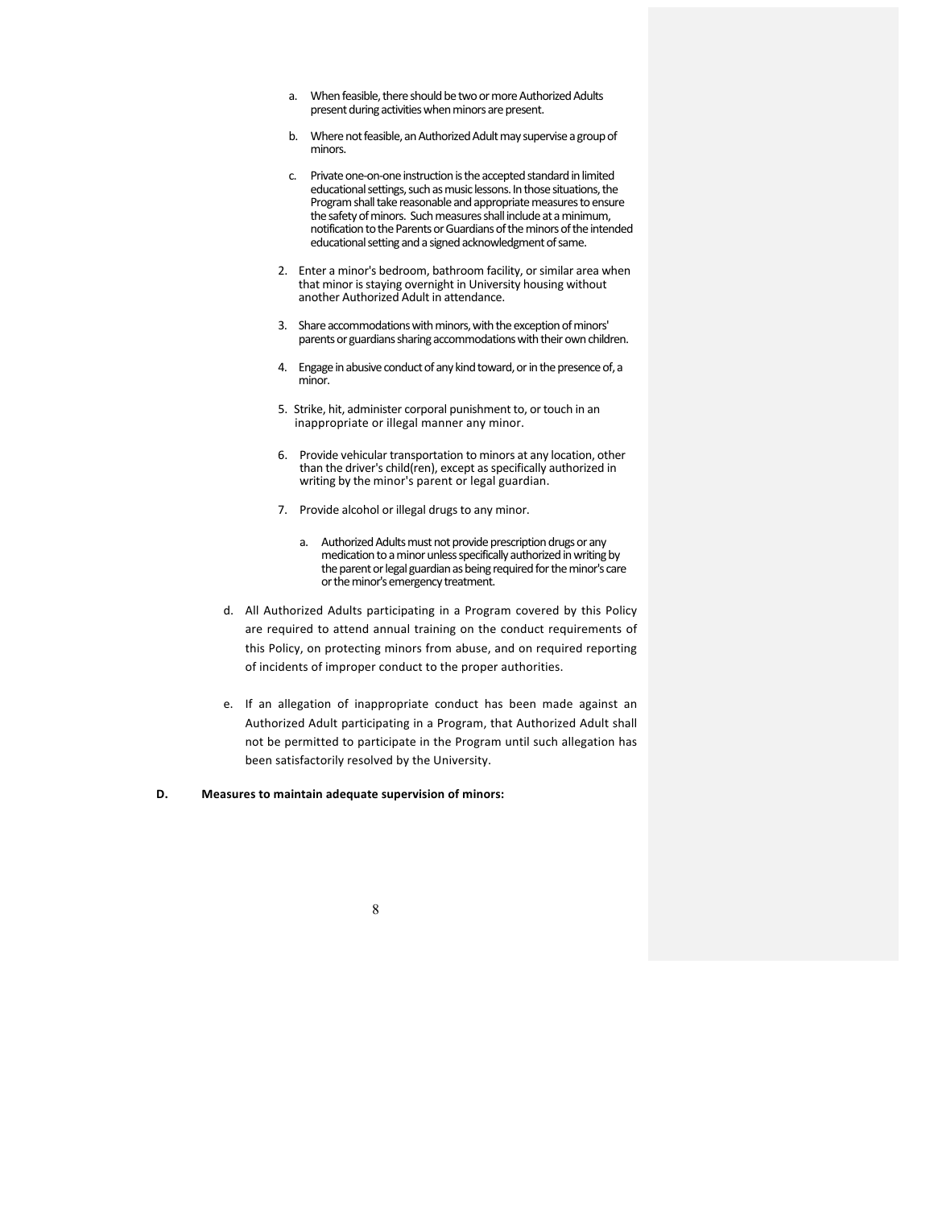a. When feasible, there should be two or more Authorized Adults present during activities when minors are present.

   b. Where not feasible, an Authorized Adult may supervise a group of minors.

   c. Private one-on-one instruction is the accepted standard in limited educational settings, such as music lessons. In those situations, the Program shall take reasonable and appropriate measures to ensure the safety of minors. Such measures shall include at a minimum, notification to the Parents or Guardians of the minors of the intended educational setting and a signed acknowledgment of same.

2. Enter a minor's bedroom, bathroom facility, or similar area when that minor is staying overnight in University housing without another Authorized Adult in attendance.

3. Share accommodations with minors, with the exception of minors' parents or guardians sharing accommodations with their own children.

4. Engage in abusive conduct of any kind toward, or in the presence of, a minor.

5. Strike, hit, administer corporal punishment to, or touch in an inappropriate or illegal manner any minor.

6. Provide vehicular transportation to minors at any location, other than the driver's child(ren), except as specifically authorized in writing by the minor's parent or legal guardian.

7. Provide alcohol or illegal drugs to any minor.

   a. Authorized Adults must not provide prescription drugs or any medication to a minor unless specifically authorized in writing by the parent or legal guardian as being required for the minor's care or the minor's emergency treatment.

d. All Authorized Adults participating in a Program covered by this Policy are required to attend annual training on the conduct requirements of this Policy, on protecting minors from abuse, and on required reporting of incidents of improper conduct to the proper authorities.

e. If an allegation of inappropriate conduct has been made against an Authorized Adult participating in a Program, that Authorized Adult shall not be permitted to participate in the Program until such allegation has been satisfactorily resolved by the University.

**D. Measures to maintain adequate supervision of minors:**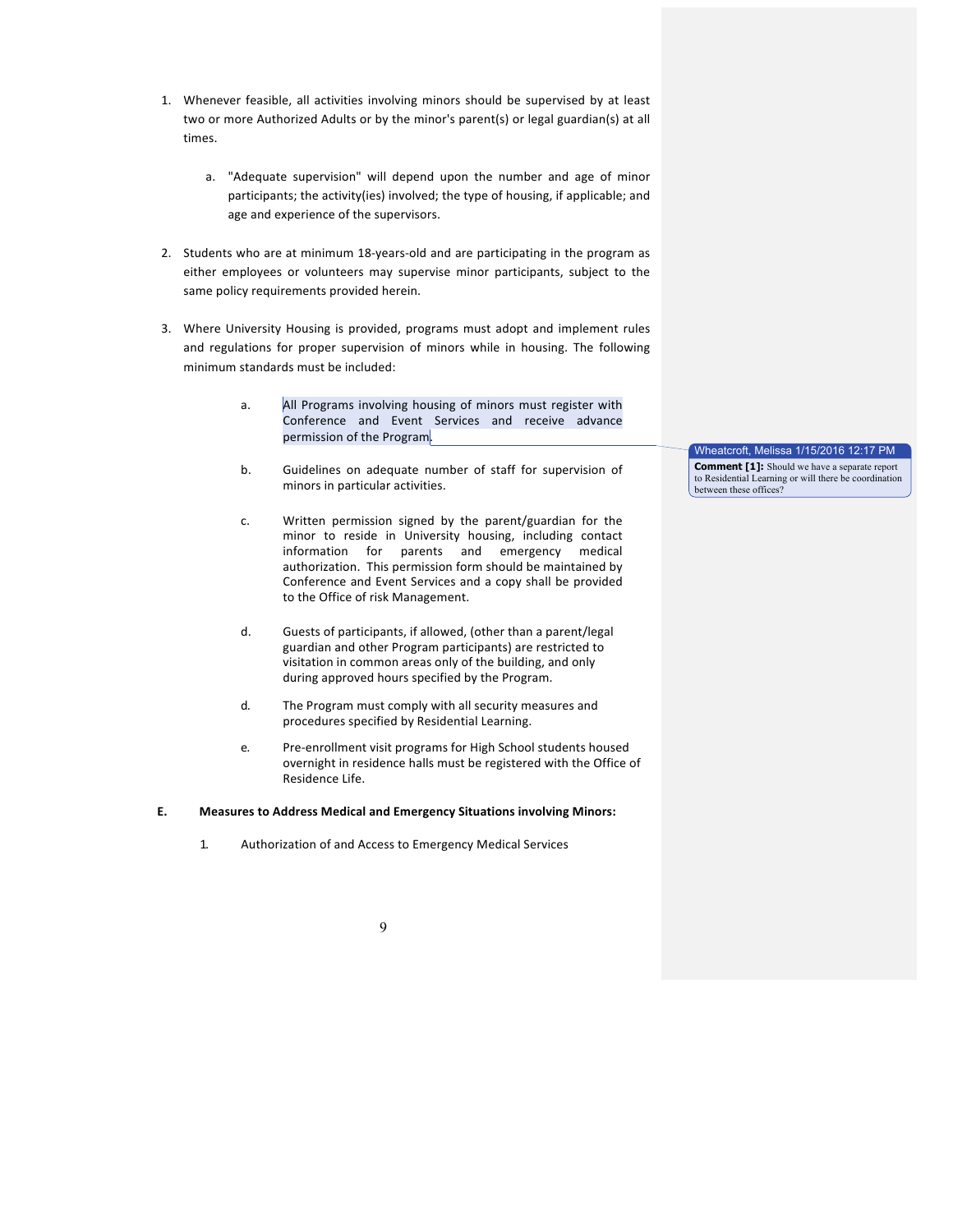1. Whenever feasible, all activities involving minors should be supervised by at least two or more Authorized Adults or by the minor's parent(s) or legal guardian(s) at all times.

   a. "Adequate supervision" will depend upon the number and age of minor participants; the activity(ies) involved; the type of housing, if applicable; and age and experience of the supervisors.

2. Students who are at minimum 18-years-old and are participating in the program as either employees or volunteers may supervise minor participants, subject to the same policy requirements provided herein.

3. Where University Housing is provided, programs must adopt and implement rules and regulations for proper supervision of minors while in housing. The following minimum standards must be included:

   a. All Programs involving housing of minors must register with Conference and Event Services and receive advance permission of the Program.

   b. Guidelines on adequate number of staff for supervision of minors in particular activities.

   c. Written permission signed by the parent/guardian for the minor to reside in University housing, including contact information for parents and emergency medical authorization. This permission form should be maintained by Conference and Event Services and a copy shall be provided to the Office of risk Management.

   d. Guests of participants, if allowed, (other than a parent/legal guardian and other Program participants) are restricted to visitation in common areas only of the building, and only during approved hours specified by the Program.

   d. The Program must comply with all security measures and procedures specified by Residential Learning.

   e. Pre-enrollment visit programs for High School students housed overnight in residence halls must be registered with the Office of Residence Life.

> Wheatcroft, Melissa 1/15/2016 12:17 PM
> **Comment [1]:** Should we have a separate report to Residential Learning or will there be coordination between these offices?

**E. Measures to Address Medical and Emergency Situations involving Minors:**

1. Authorization of and Access to Emergency Medical Services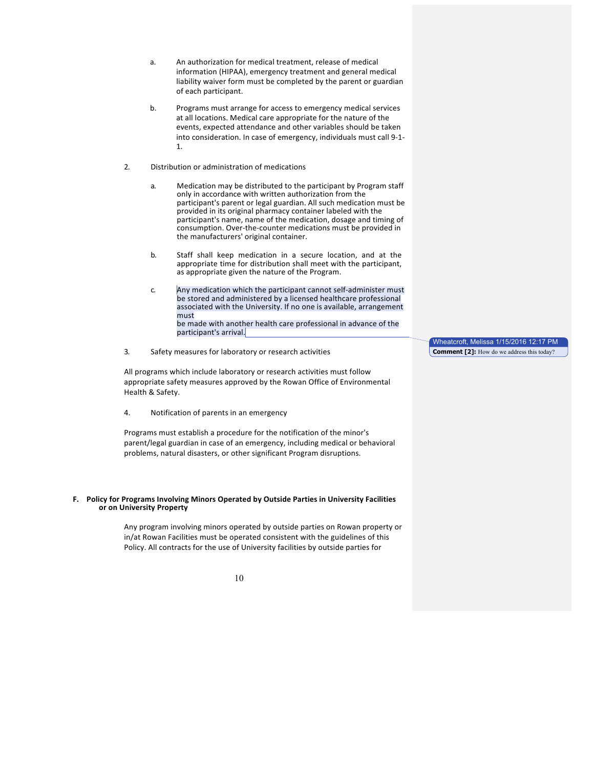a. An authorization for medical treatment, release of medical information (HIPAA), emergency treatment and general medical liability waiver form must be completed by the parent or guardian of each participant.

b. Programs must arrange for access to emergency medical services at all locations. Medical care appropriate for the nature of the events, expected attendance and other variables should be taken into consideration. In case of emergency, individuals must call 9-1-1.

2. Distribution or administration of medications

a. Medication may be distributed to the participant by Program staff only in accordance with written authorization from the participant's parent or legal guardian. All such medication must be provided in its original pharmacy container labeled with the participant's name, name of the medication, dosage and timing of consumption. Over-the-counter medications must be provided in the manufacturers' original container.

b. Staff shall keep medication in a secure location, and at the appropriate time for distribution shall meet with the participant, as appropriate given the nature of the Program.

c. Any medication which the participant cannot self-administer must be stored and administered by a licensed healthcare professional associated with the University. If no one is available, arrangement must be made with another health care professional in advance of the participant's arrival.

> Wheatcroft, Melissa 1/15/2016 12:17 PM
> **Comment [2]:** How do we address this today?

3. Safety measures for laboratory or research activities

All programs which include laboratory or research activities must follow appropriate safety measures approved by the Rowan Office of Environmental Health & Safety.

4. Notification of parents in an emergency

Programs must establish a procedure for the notification of the minor's parent/legal guardian in case of an emergency, including medical or behavioral problems, natural disasters, or other significant Program disruptions.

**F. Policy for Programs Involving Minors Operated by Outside Parties in University Facilities or on University Property**

Any program involving minors operated by outside parties on Rowan property or in/at Rowan Facilities must be operated consistent with the guidelines of this Policy. All contracts for the use of University facilities by outside parties for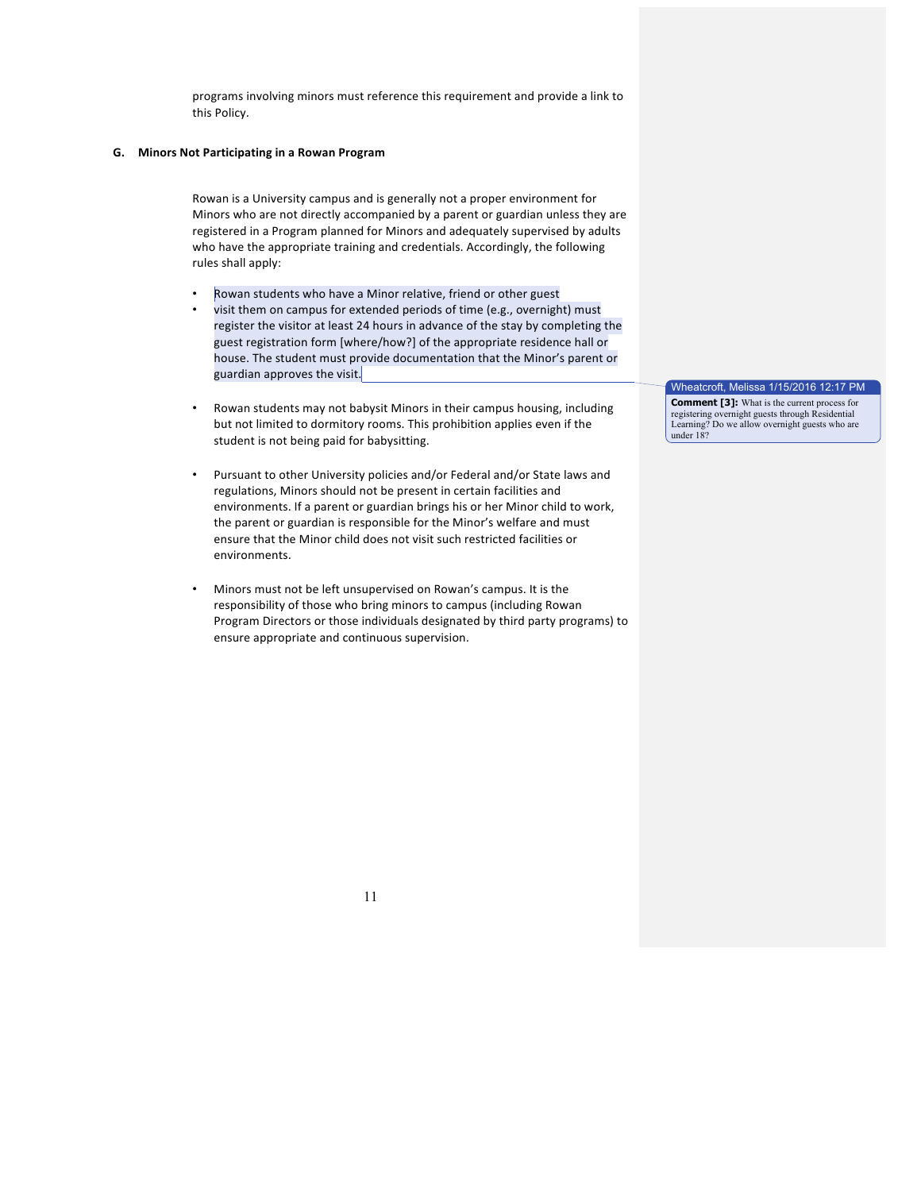programs involving minors must reference this requirement and provide a link to this Policy.

### G. Minors Not Participating in a Rowan Program

Rowan is a University campus and is generally not a proper environment for Minors who are not directly accompanied by a parent or guardian unless they are registered in a Program planned for Minors and adequately supervised by adults who have the appropriate training and credentials. Accordingly, the following rules shall apply:

- Rowan students who have a Minor relative, friend or other guest
- visit them on campus for extended periods of time (e.g., overnight) must register the visitor at least 24 hours in advance of the stay by completing the guest registration form [where/how?] of the appropriate residence hall or house. The student must provide documentation that the Minor's parent or guardian approves the visit.

- Rowan students may not babysit Minors in their campus housing, including but not limited to dormitory rooms. This prohibition applies even if the student is not being paid for babysitting.

- Pursuant to other University policies and/or Federal and/or State laws and regulations, Minors should not be present in certain facilities and environments. If a parent or guardian brings his or her Minor child to work, the parent or guardian is responsible for the Minor's welfare and must ensure that the Minor child does not visit such restricted facilities or environments.

- Minors must not be left unsupervised on Rowan's campus. It is the responsibility of those who bring minors to campus (including Rowan Program Directors or those individuals designated by third party programs) to ensure appropriate and continuous supervision.

Wheatcroft, Melissa 1/15/2016 12:17 PM
**Comment [3]:** What is the current process for registering overnight guests through Residential Learning? Do we allow overnight guests who are under 18?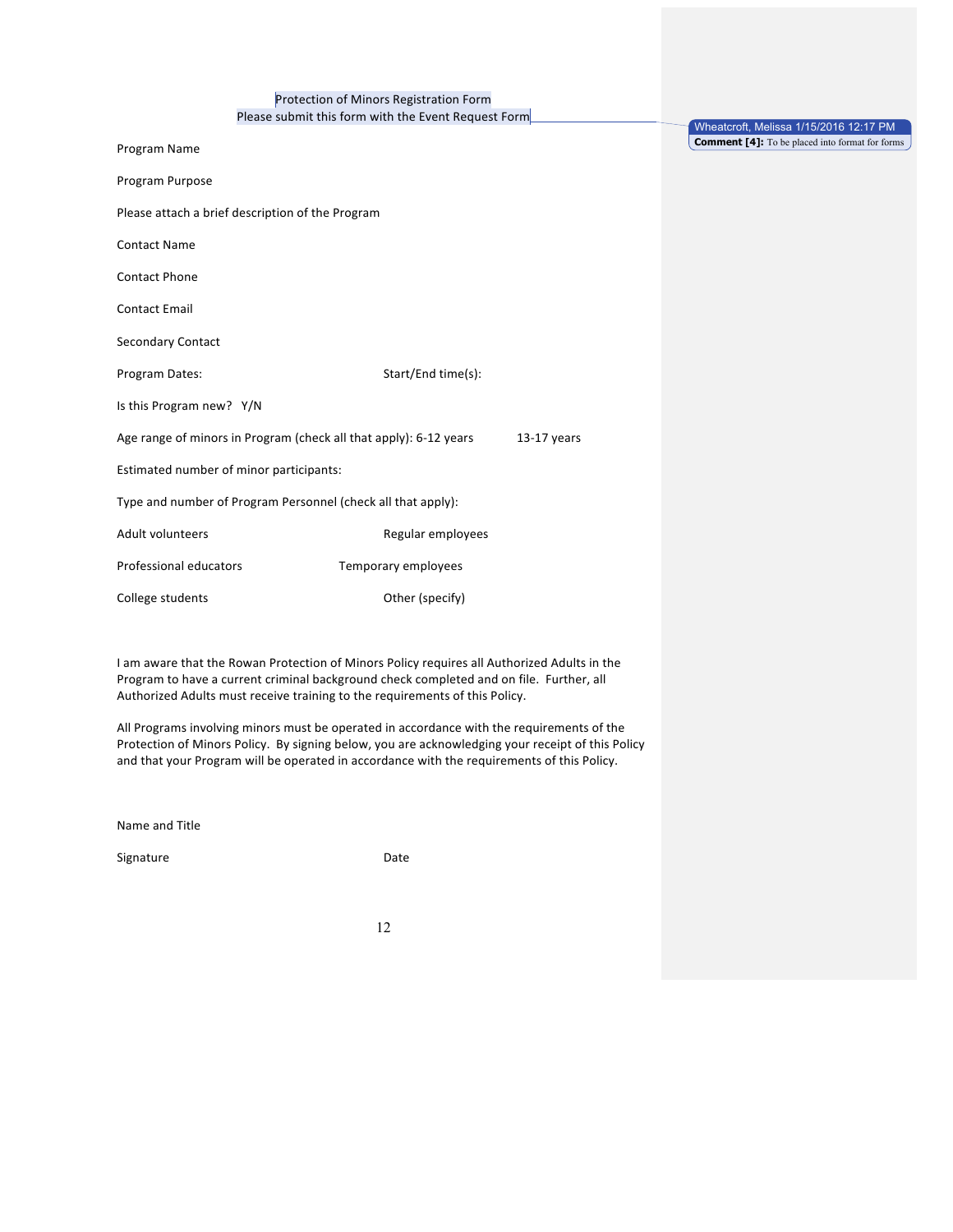# Protection of Minors Registration Form

Please submit this form with the Event Request Form

Wheatcroft, Melissa 1/15/2016 12:17 PM
**Comment [4]:** To be placed into format for forms

Program Name

Program Purpose

Please attach a brief description of the Program

Contact Name

Contact Phone

Contact Email

Secondary Contact

Program Dates: Start/End time(s):

Is this Program new? Y/N

Age range of minors in Program (check all that apply): 6-12 years 13-17 years

Estimated number of minor participants:

Type and number of Program Personnel (check all that apply):

Adult volunteers Regular employees

Professional educators Temporary employees

College students Other (specify)

I am aware that the Rowan Protection of Minors Policy requires all Authorized Adults in the Program to have a current criminal background check completed and on file. Further, all Authorized Adults must receive training to the requirements of this Policy.

All Programs involving minors must be operated in accordance with the requirements of the Protection of Minors Policy. By signing below, you are acknowledging your receipt of this Policy and that your Program will be operated in accordance with the requirements of this Policy.

Name and Title

Signature Date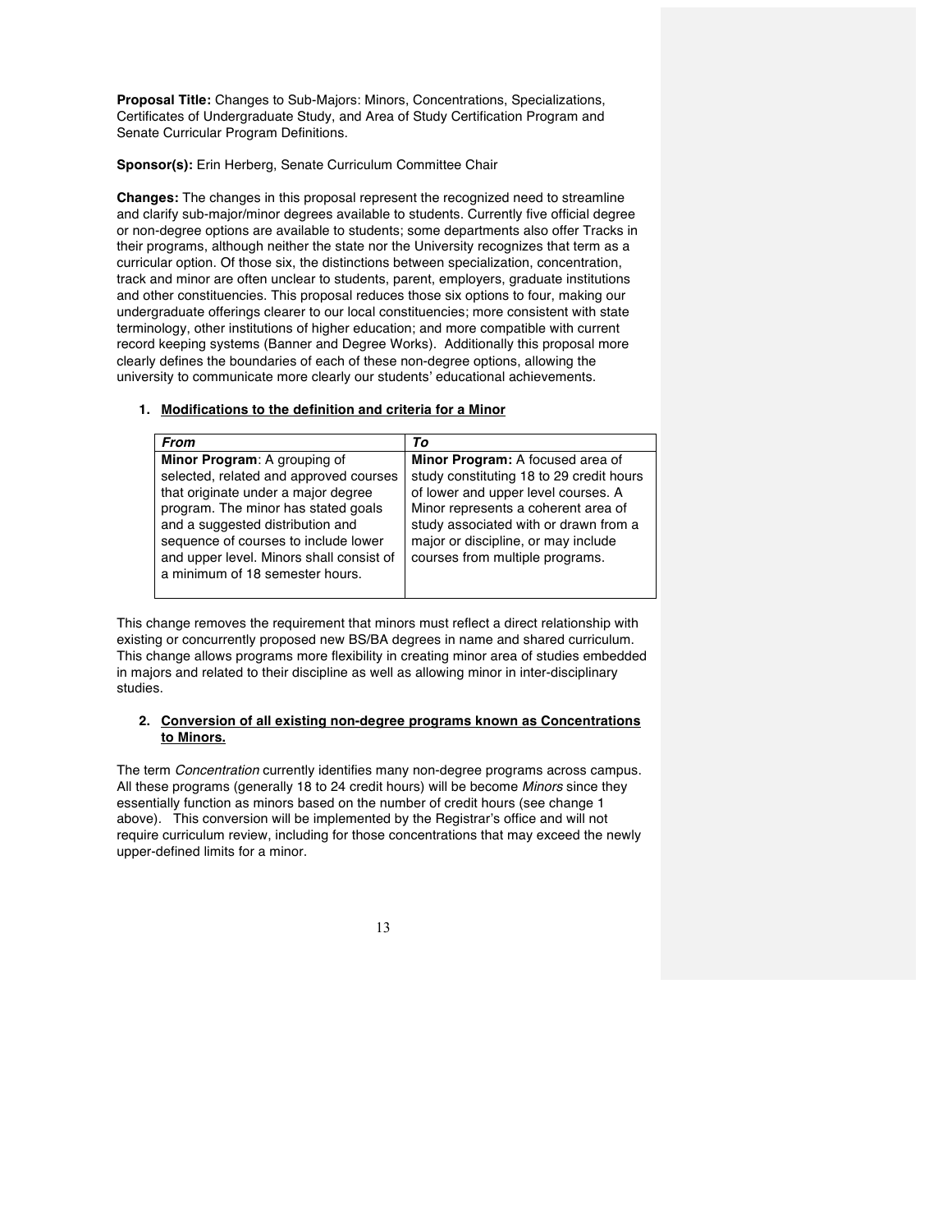**Proposal Title:** Changes to Sub-Majors: Minors, Concentrations, Specializations, Certificates of Undergraduate Study, and Area of Study Certification Program and Senate Curricular Program Definitions.

**Sponsor(s):** Erin Herberg, Senate Curriculum Committee Chair

**Changes:** The changes in this proposal represent the recognized need to streamline and clarify sub-major/minor degrees available to students. Currently five official degree or non-degree options are available to students; some departments also offer Tracks in their programs, although neither the state nor the University recognizes that term as a curricular option. Of those six, the distinctions between specialization, concentration, track and minor are often unclear to students, parent, employers, graduate institutions and other constituencies. This proposal reduces those six options to four, making our undergraduate offerings clearer to our local constituencies; more consistent with state terminology, other institutions of higher education; and more compatible with current record keeping systems (Banner and Degree Works). Additionally this proposal more clearly defines the boundaries of each of these non-degree options, allowing the university to communicate more clearly our students' educational achievements.

1. **Modifications to the definition and criteria for a Minor**

| *From* | *To* |
|---|---|
| **Minor Program**: A grouping of selected, related and approved courses that originate under a major degree program. The minor has stated goals and a suggested distribution and sequence of courses to include lower and upper level. Minors shall consist of a minimum of 18 semester hours. | **Minor Program:** A focused area of study constituting 18 to 29 credit hours of lower and upper level courses. A Minor represents a coherent area of study associated with or drawn from a major or discipline, or may include courses from multiple programs. |

This change removes the requirement that minors must reflect a direct relationship with existing or concurrently proposed new BS/BA degrees in name and shared curriculum. This change allows programs more flexibility in creating minor area of studies embedded in majors and related to their discipline as well as allowing minor in inter-disciplinary studies.

2. **Conversion of all existing non-degree programs known as Concentrations to Minors.**

The term *Concentration* currently identifies many non-degree programs across campus. All these programs (generally 18 to 24 credit hours) will be become *Minors* since they essentially function as minors based on the number of credit hours (see change 1 above). This conversion will be implemented by the Registrar's office and will not require curriculum review, including for those concentrations that may exceed the newly upper-defined limits for a minor.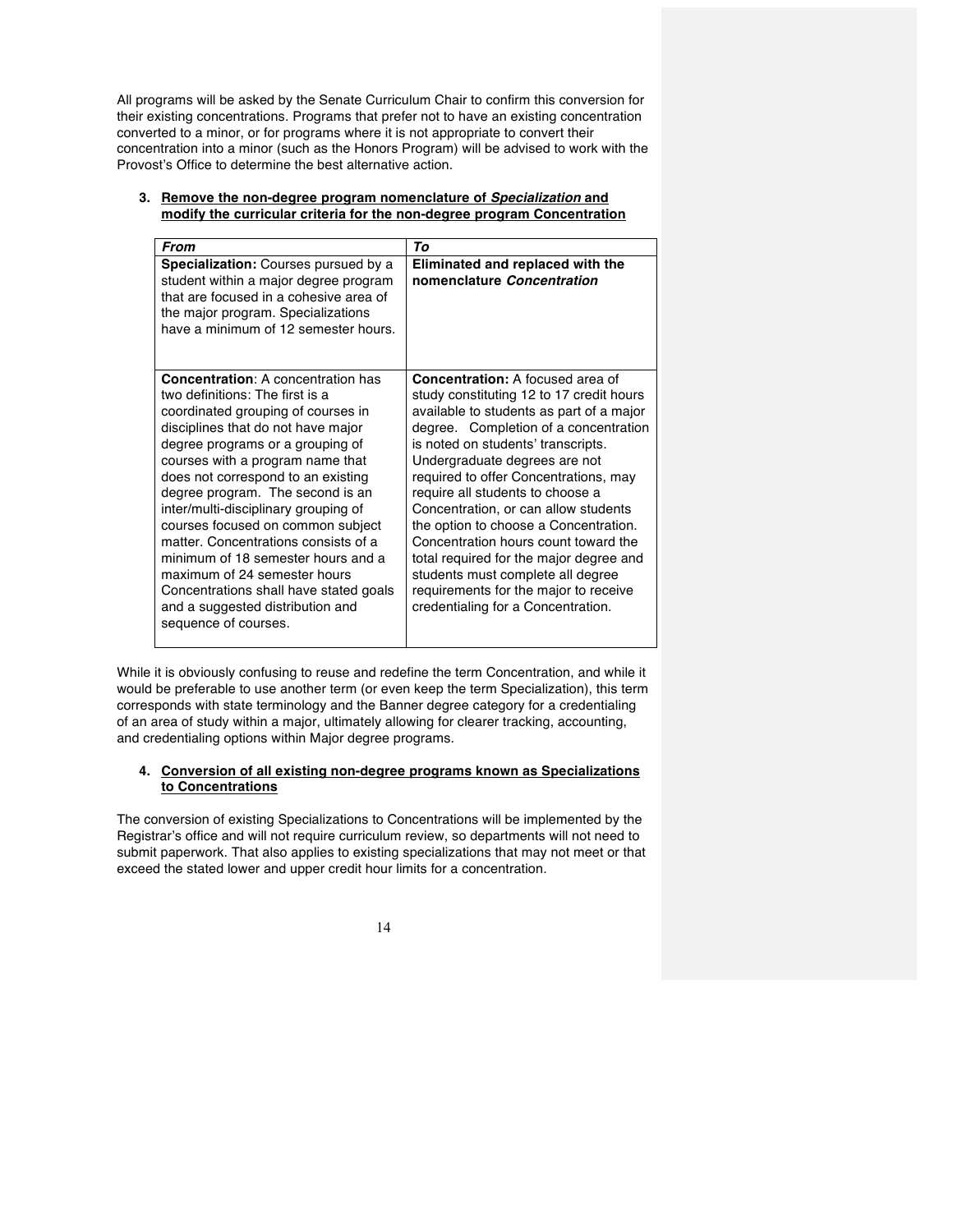All programs will be asked by the Senate Curriculum Chair to confirm this conversion for their existing concentrations. Programs that prefer not to have an existing concentration converted to a minor, or for programs where it is not appropriate to convert their concentration into a minor (such as the Honors Program) will be advised to work with the Provost's Office to determine the best alternative action.

3. **Remove the non-degree program nomenclature of *Specialization* and modify the curricular criteria for the non-degree program Concentration**

| ***From*** | ***To*** |
|---|---|
| **Specialization:** Courses pursued by a student within a major degree program that are focused in a cohesive area of the major program. Specializations have a minimum of 12 semester hours. | **Eliminated and replaced with the nomenclature *Concentration*** |
| **Concentration**: A concentration has two definitions: The first is a coordinated grouping of courses in disciplines that do not have major degree programs or a grouping of courses with a program name that does not correspond to an existing degree program. The second is an inter/multi-disciplinary grouping of courses focused on common subject matter. Concentrations consists of a minimum of 18 semester hours and a maximum of 24 semester hours Concentrations shall have stated goals and a suggested distribution and sequence of courses. | **Concentration:** A focused area of study constituting 12 to 17 credit hours available to students as part of a major degree. Completion of a concentration is noted on students' transcripts. Undergraduate degrees are not required to offer Concentrations, may require all students to choose a Concentration, or can allow students the option to choose a Concentration. Concentration hours count toward the total required for the major degree and students must complete all degree requirements for the major to receive credentialing for a Concentration. |

While it is obviously confusing to reuse and redefine the term Concentration, and while it would be preferable to use another term (or even keep the term Specialization), this term corresponds with state terminology and the Banner degree category for a credentialing of an area of study within a major, ultimately allowing for clearer tracking, accounting, and credentialing options within Major degree programs.

4. **Conversion of all existing non-degree programs known as Specializations to Concentrations**

The conversion of existing Specializations to Concentrations will be implemented by the Registrar's office and will not require curriculum review, so departments will not need to submit paperwork. That also applies to existing specializations that may not meet or that exceed the stated lower and upper credit hour limits for a concentration.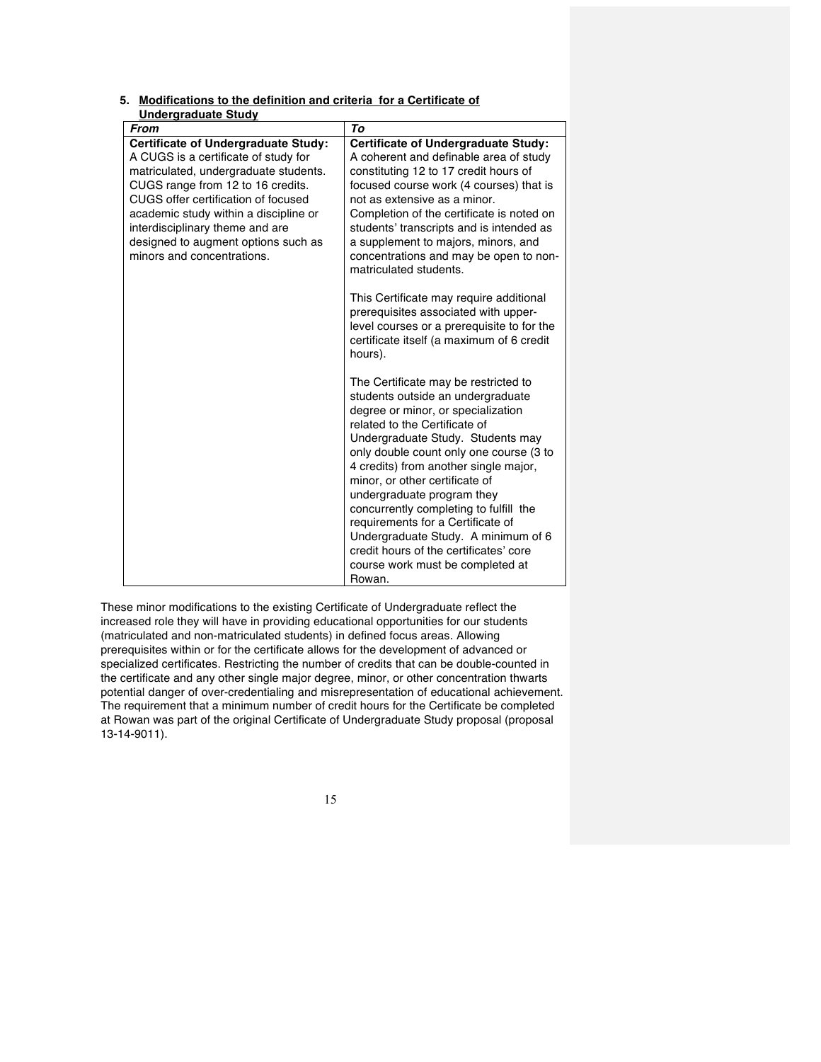5. **Modifications to the definition and criteria  for a Certificate of Undergraduate Study**

| *From* | *To* |
|---|---|
| **Certificate of Undergraduate Study:** A CUGS is a certificate of study for matriculated, undergraduate students. CUGS range from 12 to 16 credits. CUGS offer certification of focused academic study within a discipline or interdisciplinary theme and are designed to augment options such as minors and concentrations. | **Certificate of Undergraduate Study:** A coherent and definable area of study constituting 12 to 17 credit hours of focused course work (4 courses) that is not as extensive as a minor. Completion of the certificate is noted on students' transcripts and is intended as a supplement to majors, minors, and concentrations and may be open to non-matriculated students.<br><br>This Certificate may require additional prerequisites associated with upper-level courses or a prerequisite to for the certificate itself (a maximum of 6 credit hours).<br><br>The Certificate may be restricted to students outside an undergraduate degree or minor, or specialization related to the Certificate of Undergraduate Study.  Students may only double count only one course (3 to 4 credits) from another single major, minor, or other certificate of undergraduate program they concurrently completing to fulfill  the requirements for a Certificate of Undergraduate Study.  A minimum of 6 credit hours of the certificates' core course work must be completed at Rowan. |

These minor modifications to the existing Certificate of Undergraduate reflect the increased role they will have in providing educational opportunities for our students (matriculated and non-matriculated students) in defined focus areas. Allowing prerequisites within or for the certificate allows for the development of advanced or specialized certificates. Restricting the number of credits that can be double-counted in the certificate and any other single major degree, minor, or other concentration thwarts potential danger of over-credentialing and misrepresentation of educational achievement. The requirement that a minimum number of credit hours for the Certificate be completed at Rowan was part of the original Certificate of Undergraduate Study proposal (proposal 13-14-9011).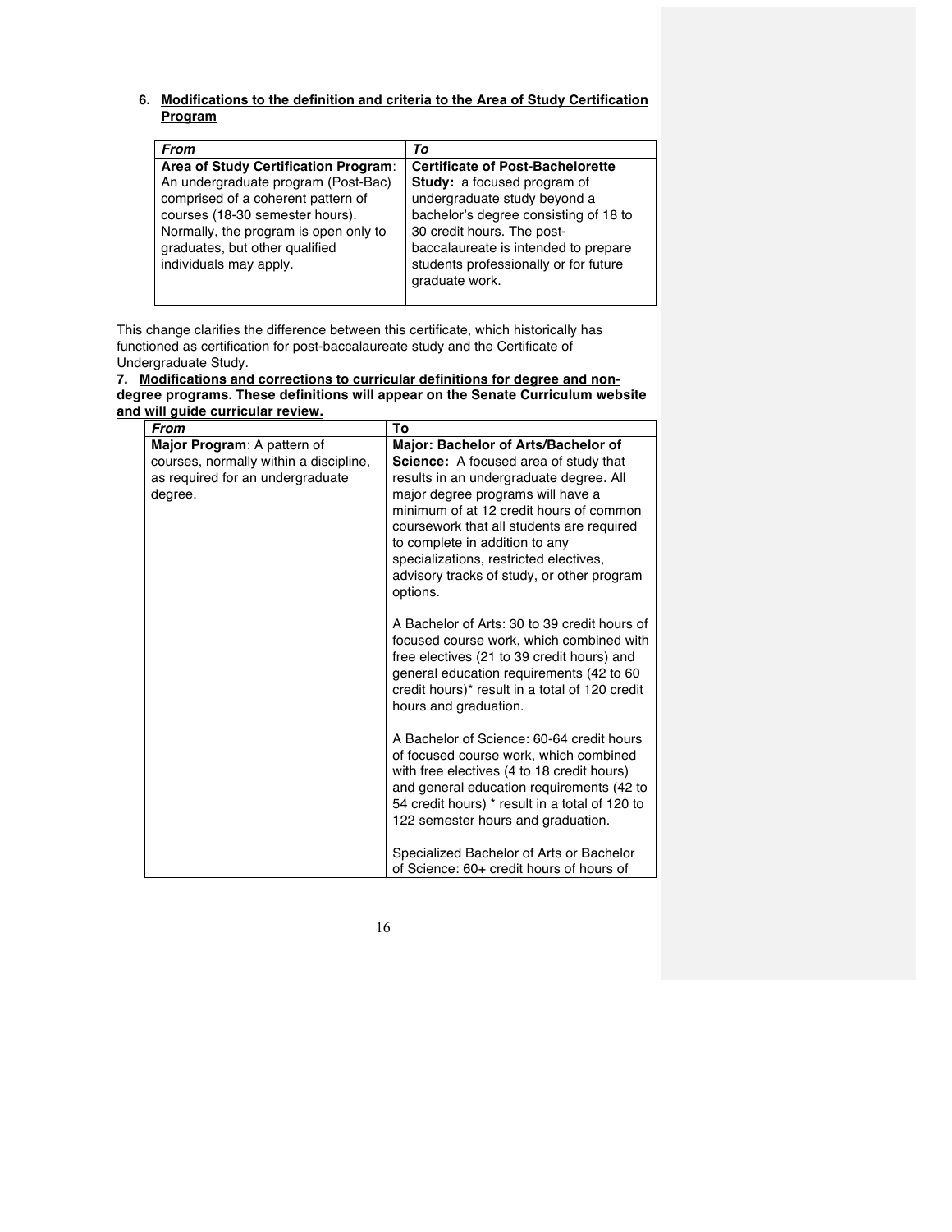6. **Modifications to the definition and criteria to the Area of Study Certification Program**

| *From* | *To* |
|---|---|
| **Area of Study Certification Program**: An undergraduate program (Post-Bac) comprised of a coherent pattern of courses (18-30 semester hours). Normally, the program is open only to graduates, but other qualified individuals may apply. | **Certificate of Post-Bachelorette Study:** a focused program of undergraduate study beyond a bachelor's degree consisting of 18 to 30 credit hours. The post-baccalaureate is intended to prepare students professionally or for future graduate work. |

This change clarifies the difference between this certificate, which historically has functioned as certification for post-baccalaureate study and the Certificate of Undergraduate Study.

7. **Modifications and corrections to curricular definitions for degree and non-degree programs. These definitions will appear on the Senate Curriculum website and will guide curricular review.**

| *From* | To |
|---|---|
| **Major Program**: A pattern of courses, normally within a discipline, as required for an undergraduate degree. | **Major: Bachelor of Arts/Bachelor of Science:** A focused area of study that results in an undergraduate degree. All major degree programs will have a minimum of at 12 credit hours of common coursework that all students are required to complete in addition to any specializations, restricted electives, advisory tracks of study, or other program options.<br><br>A Bachelor of Arts: 30 to 39 credit hours of focused course work, which combined with free electives (21 to 39 credit hours) and general education requirements (42 to 60 credit hours)* result in a total of 120 credit hours and graduation.<br><br>A Bachelor of Science: 60-64 credit hours of focused course work, which combined with free electives (4 to 18 credit hours) and general education requirements (42 to 54 credit hours) * result in a total of 120 to 122 semester hours and graduation.<br><br>Specialized Bachelor of Arts or Bachelor of Science: 60+ credit hours of hours of |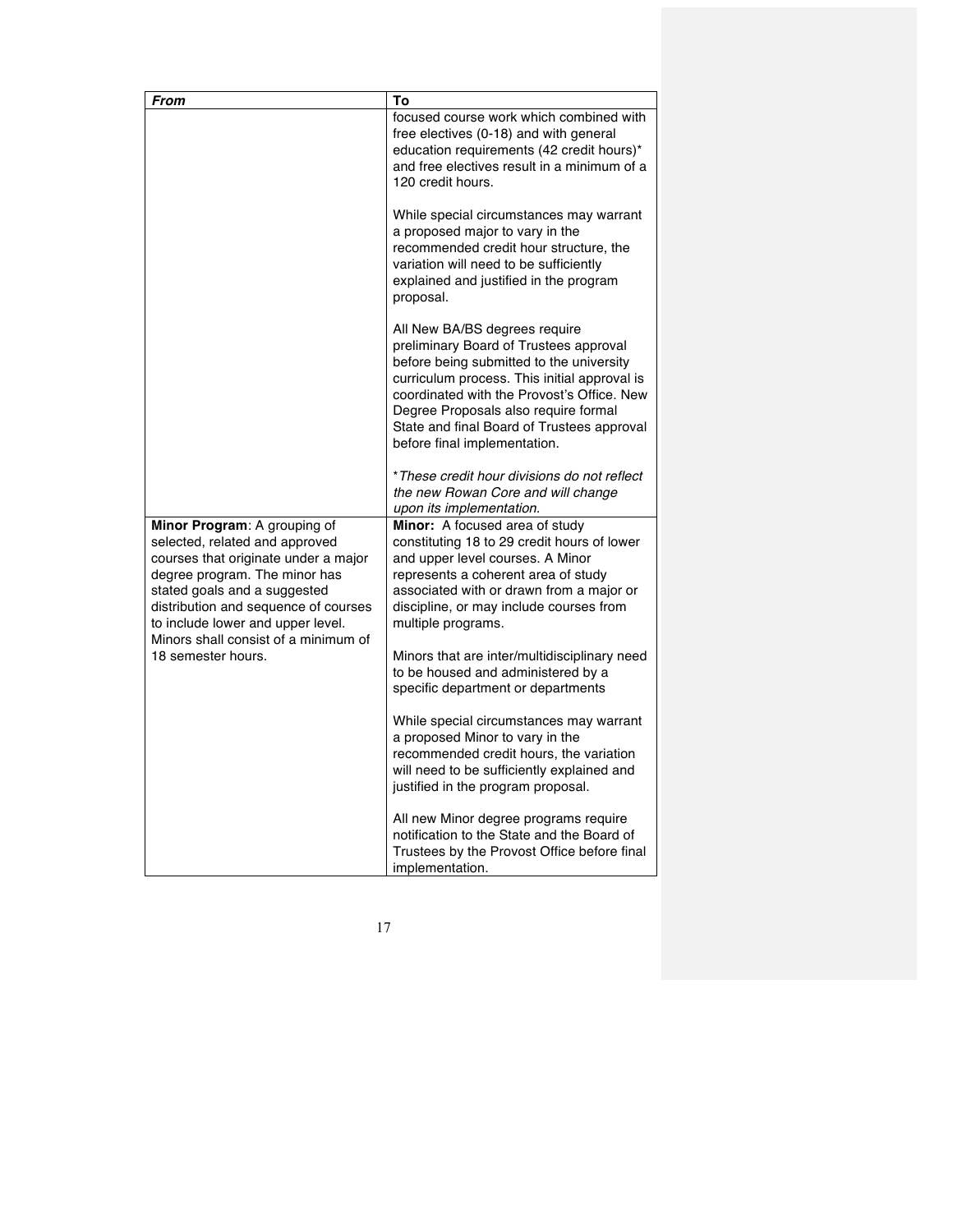| ***From*** | **To** |
|---|---|
| | focused course work which combined with free electives (0-18) and with general education requirements (42 credit hours)* and free electives result in a minimum of a 120 credit hours.<br><br>While special circumstances may warrant a proposed major to vary in the recommended credit hour structure, the variation will need to be sufficiently explained and justified in the program proposal.<br><br>All New BA/BS degrees require preliminary Board of Trustees approval before being submitted to the university curriculum process. This initial approval is coordinated with the Provost's Office. New Degree Proposals also require formal State and final Board of Trustees approval before final implementation.<br><br>*\*These credit hour divisions do not reflect the new Rowan Core and will change upon its implementation.* |
| **Minor Program**: A grouping of selected, related and approved courses that originate under a major degree program. The minor has stated goals and a suggested distribution and sequence of courses to include lower and upper level. Minors shall consist of a minimum of 18 semester hours. | **Minor:** A focused area of study constituting 18 to 29 credit hours of lower and upper level courses. A Minor represents a coherent area of study associated with or drawn from a major or discipline, or may include courses from multiple programs.<br><br>Minors that are inter/multidisciplinary need to be housed and administered by a specific department or departments<br><br>While special circumstances may warrant a proposed Minor to vary in the recommended credit hours, the variation will need to be sufficiently explained and justified in the program proposal.<br><br>All new Minor degree programs require notification to the State and the Board of Trustees by the Provost Office before final implementation. |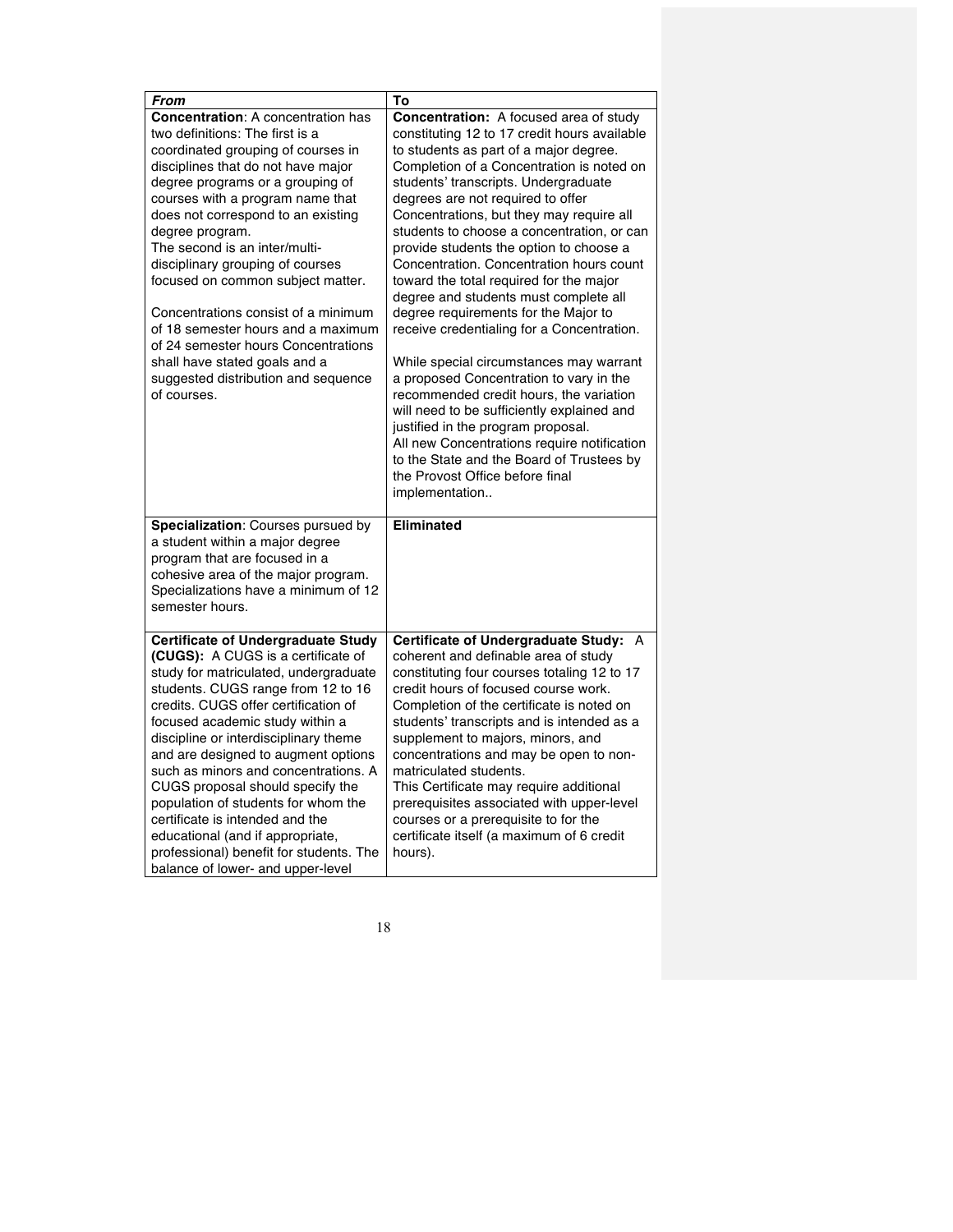| *From* | To |
|---|---|
| **Concentration**: A concentration has two definitions: The first is a coordinated grouping of courses in disciplines that do not have major degree programs or a grouping of courses with a program name that does not correspond to an existing degree program.<br>The second is an inter/multi-disciplinary grouping of courses focused on common subject matter.<br><br>Concentrations consist of a minimum of 18 semester hours and a maximum of 24 semester hours Concentrations shall have stated goals and a suggested distribution and sequence of courses. | **Concentration:** A focused area of study constituting 12 to 17 credit hours available to students as part of a major degree. Completion of a Concentration is noted on students' transcripts. Undergraduate degrees are not required to offer Concentrations, but they may require all students to choose a concentration, or can provide students the option to choose a Concentration. Concentration hours count toward the total required for the major degree and students must complete all degree requirements for the Major to receive credentialing for a Concentration.<br><br>While special circumstances may warrant a proposed Concentration to vary in the recommended credit hours, the variation will need to be sufficiently explained and justified in the program proposal.<br>All new Concentrations require notification to the State and the Board of Trustees by the Provost Office before final implementation.. |
| **Specialization**: Courses pursued by a student within a major degree program that are focused in a cohesive area of the major program. Specializations have a minimum of 12 semester hours. | **Eliminated** |
| **Certificate of Undergraduate Study (CUGS):** A CUGS is a certificate of study for matriculated, undergraduate students. CUGS range from 12 to 16 credits. CUGS offer certification of focused academic study within a discipline or interdisciplinary theme and are designed to augment options such as minors and concentrations. A CUGS proposal should specify the population of students for whom the certificate is intended and the educational (and if appropriate, professional) benefit for students. The balance of lower- and upper-level | **Certificate of Undergraduate Study:** A coherent and definable area of study constituting four courses totaling 12 to 17 credit hours of focused course work. Completion of the certificate is noted on students' transcripts and is intended as a supplement to majors, minors, and concentrations and may be open to non-matriculated students.<br>This Certificate may require additional prerequisites associated with upper-level courses or a prerequisite to for the certificate itself (a maximum of 6 credit hours). |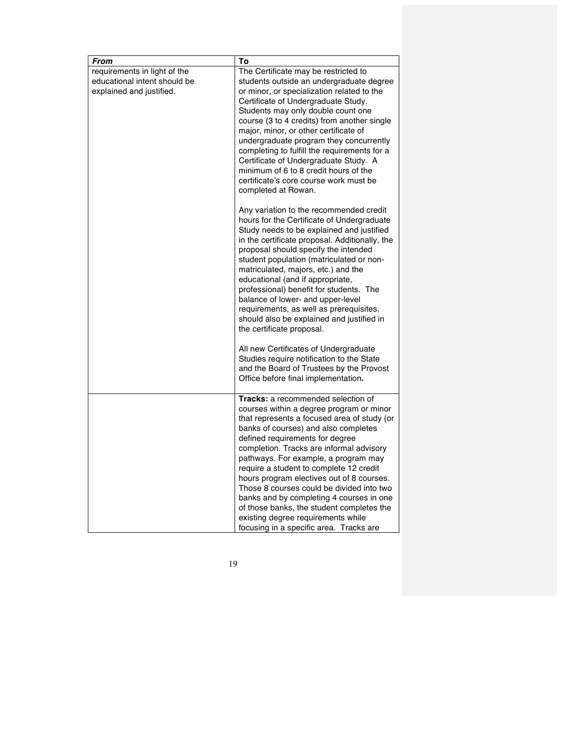| *From* | To |
|---|---|
| requirements in light of the educational intent should be explained and justified. | The Certificate may be restricted to students outside an undergraduate degree or minor, or specialization related to the Certificate of Undergraduate Study. Students may only double count one course (3 to 4 credits) from another single major, minor, or other certificate of undergraduate program they concurrently completing to fulfill the requirements for a Certificate of Undergraduate Study. A minimum of 6 to 8 credit hours of the certificate's core course work must be completed at Rowan.<br><br>Any variation to the recommended credit hours for the Certificate of Undergraduate Study needs to be explained and justified in the certificate proposal. Additionally, the proposal should specify the intended student population (matriculated or non-matriculated, majors, etc.) and the educational (and if appropriate, professional) benefit for students. The balance of lower- and upper-level requirements, as well as prerequisites, should also be explained and justified in the certificate proposal.<br><br>All new Certificates of Undergraduate Studies require notification to the State and the Board of Trustees by the Provost Office before final implementation**.** |
| | **Tracks:** a recommended selection of courses within a degree program or minor that represents a focused area of study (or banks of courses) and also completes defined requirements for degree completion. Tracks are informal advisory pathways. For example, a program may require a student to complete 12 credit hours program electives out of 8 courses. Those 8 courses could be divided into two banks and by completing 4 courses in one of those banks, the student completes the existing degree requirements while focusing in a specific area. Tracks are |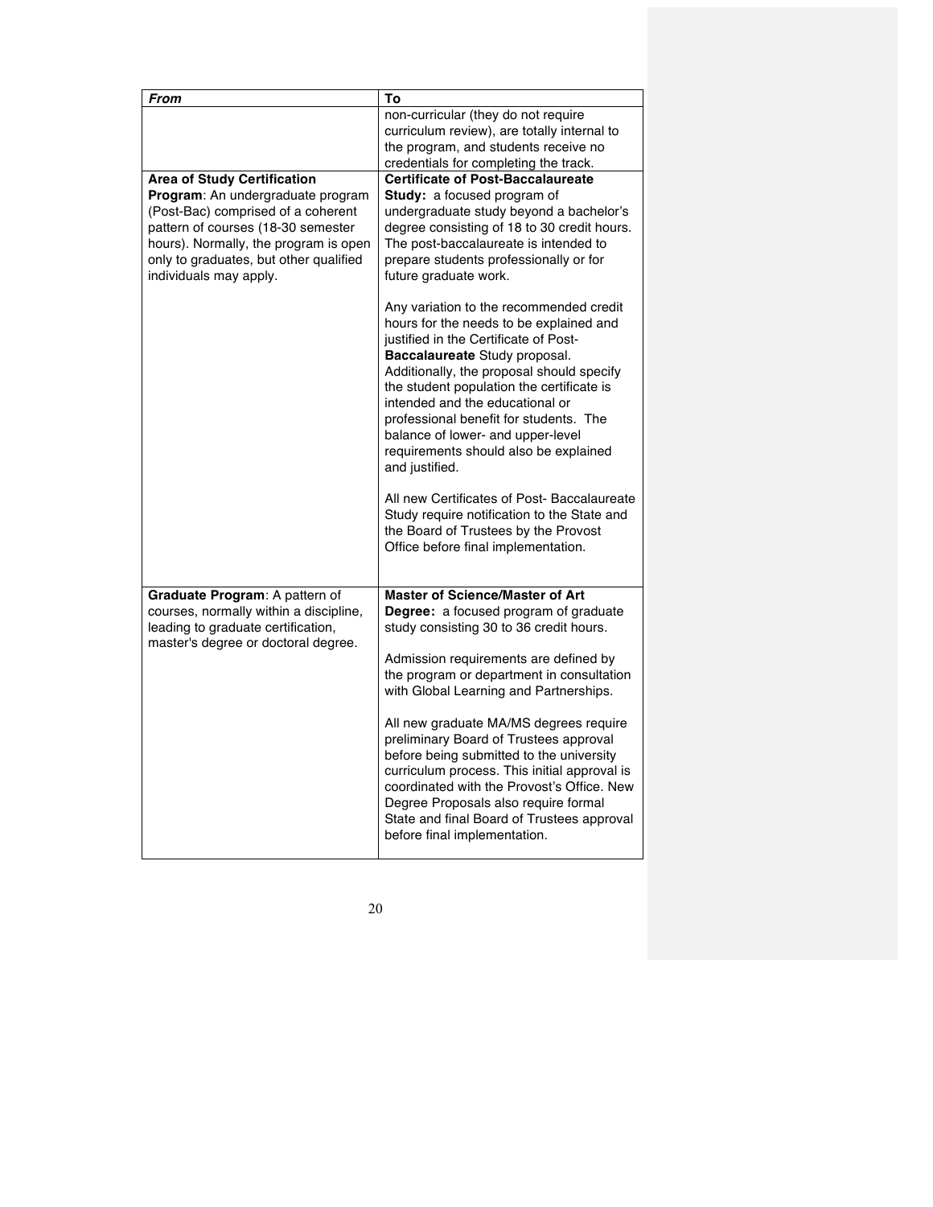| *From* | To |
|---|---|
| | non-curricular (they do not require curriculum review), are totally internal to the program, and students receive no credentials for completing the track. |
| **Area of Study Certification Program**: An undergraduate program (Post-Bac) comprised of a coherent pattern of courses (18-30 semester hours). Normally, the program is open only to graduates, but other qualified individuals may apply. | **Certificate of Post-Baccalaureate Study:** a focused program of undergraduate study beyond a bachelor's degree consisting of 18 to 30 credit hours. The post-baccalaureate is intended to prepare students professionally or for future graduate work.<br><br>Any variation to the recommended credit hours for the needs to be explained and justified in the Certificate of Post-**Baccalaureate** Study proposal. Additionally, the proposal should specify the student population the certificate is intended and the educational or professional benefit for students. The balance of lower- and upper-level requirements should also be explained and justified.<br><br>All new Certificates of Post- Baccalaureate Study require notification to the State and the Board of Trustees by the Provost Office before final implementation. |
| **Graduate Program**: A pattern of courses, normally within a discipline, leading to graduate certification, master's degree or doctoral degree. | **Master of Science/Master of Art Degree:** a focused program of graduate study consisting 30 to 36 credit hours.<br><br>Admission requirements are defined by the program or department in consultation with Global Learning and Partnerships.<br><br>All new graduate MA/MS degrees require preliminary Board of Trustees approval before being submitted to the university curriculum process. This initial approval is coordinated with the Provost's Office. New Degree Proposals also require formal State and final Board of Trustees approval before final implementation. |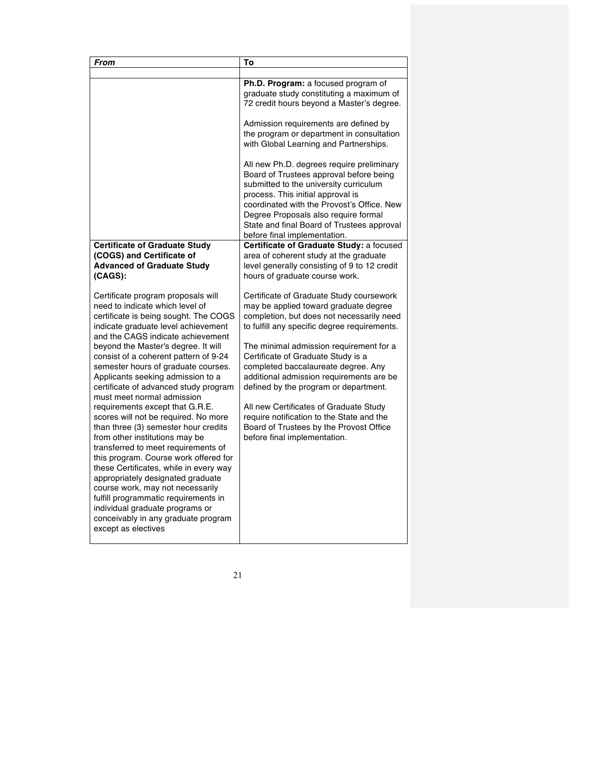| *From* | To |
|---|---|
| | |
| | **Ph.D. Program:** a focused program of graduate study constituting a maximum of 72 credit hours beyond a Master's degree.<br><br>Admission requirements are defined by the program or department in consultation with Global Learning and Partnerships.<br><br>All new Ph.D. degrees require preliminary Board of Trustees approval before being submitted to the university curriculum process. This initial approval is coordinated with the Provost's Office. New Degree Proposals also require formal State and final Board of Trustees approval before final implementation. |
| **Certificate of Graduate Study (COGS) and Certificate of Advanced of Graduate Study (CAGS):**<br><br>Certificate program proposals will need to indicate which level of certificate is being sought. The COGS indicate graduate level achievement and the CAGS indicate achievement beyond the Master's degree. It will consist of a coherent pattern of 9-24 semester hours of graduate courses. Applicants seeking admission to a certificate of advanced study program must meet normal admission requirements except that G.R.E. scores will not be required. No more than three (3) semester hour credits from other institutions may be transferred to meet requirements of this program. Course work offered for these Certificates, while in every way appropriately designated graduate course work, may not necessarily fulfill programmatic requirements in individual graduate programs or conceivably in any graduate program except as electives | **Certificate of Graduate Study:** a focused area of coherent study at the graduate level generally consisting of 9 to 12 credit hours of graduate course work.<br><br>Certificate of Graduate Study coursework may be applied toward graduate degree completion, but does not necessarily need to fulfill any specific degree requirements.<br><br>The minimal admission requirement for a Certificate of Graduate Study is a completed baccalaureate degree. Any additional admission requirements are be defined by the program or department.<br><br>All new Certificates of Graduate Study require notification to the State and the Board of Trustees by the Provost Office before final implementation. |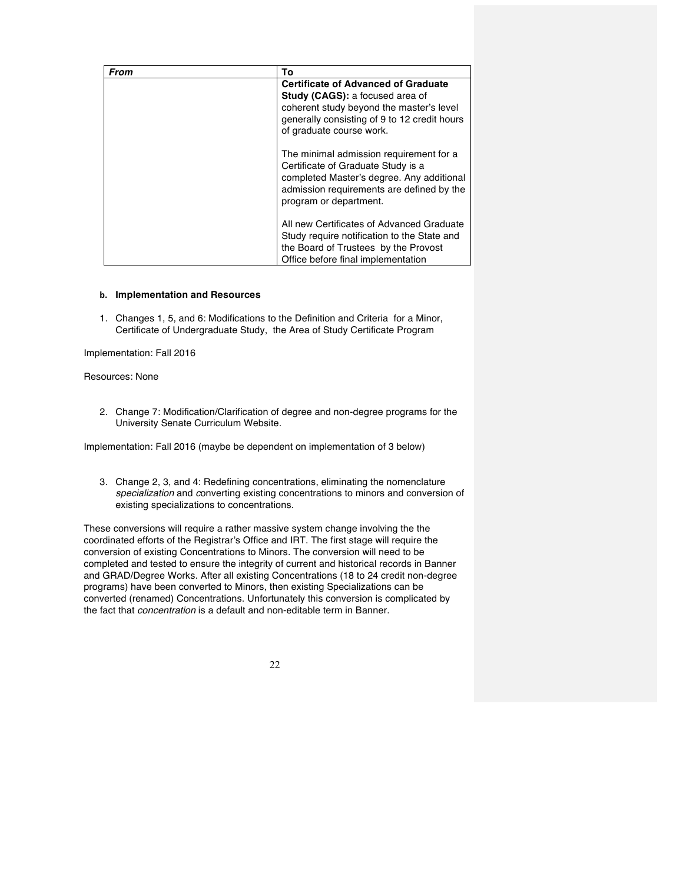| *From* | To |
| --- | --- |
| | **Certificate of Advanced of Graduate Study (CAGS):** a focused area of coherent study beyond the master's level generally consisting of 9 to 12 credit hours of graduate course work.<br><br>The minimal admission requirement for a Certificate of Graduate Study is a completed Master's degree. Any additional admission requirements are defined by the program or department.<br><br>All new Certificates of Advanced Graduate Study require notification to the State and the Board of Trustees by the Provost Office before final implementation |

**b. Implementation and Resources**

1. Changes 1, 5, and 6: Modifications to the Definition and Criteria for a Minor, Certificate of Undergraduate Study, the Area of Study Certificate Program

Implementation: Fall 2016

Resources: None

2. Change 7: Modification/Clarification of degree and non-degree programs for the University Senate Curriculum Website.

Implementation: Fall 2016 (maybe be dependent on implementation of 3 below)

3. Change 2, 3, and 4: Redefining concentrations, eliminating the nomenclature *specialization* and *c*onverting existing concentrations to minors and conversion of existing specializations to concentrations.

These conversions will require a rather massive system change involving the the coordinated efforts of the Registrar's Office and IRT. The first stage will require the conversion of existing Concentrations to Minors. The conversion will need to be completed and tested to ensure the integrity of current and historical records in Banner and GRAD/Degree Works. After all existing Concentrations (18 to 24 credit non-degree programs) have been converted to Minors, then existing Specializations can be converted (renamed) Concentrations. Unfortunately this conversion is complicated by the fact that *concentration* is a default and non-editable term in Banner.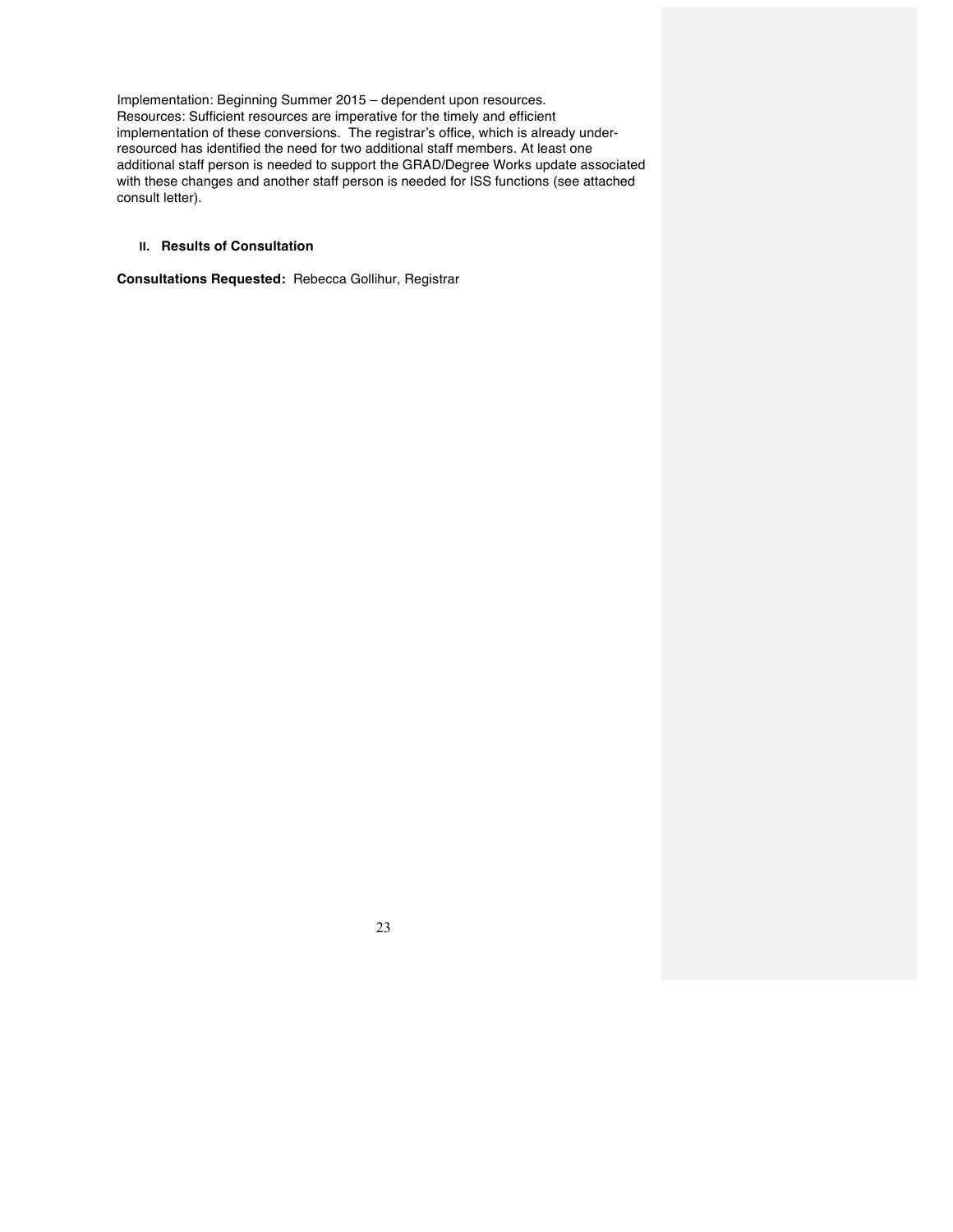Implementation: Beginning Summer 2015 – dependent upon resources.
Resources: Sufficient resources are imperative for the timely and efficient implementation of these conversions. The registrar's office, which is already under-resourced has identified the need for two additional staff members. At least one additional staff person is needed to support the GRAD/Degree Works update associated with these changes and another staff person is needed for ISS functions (see attached consult letter).

## II. Results of Consultation

**Consultations Requested:** Rebecca Gollihur, Registrar